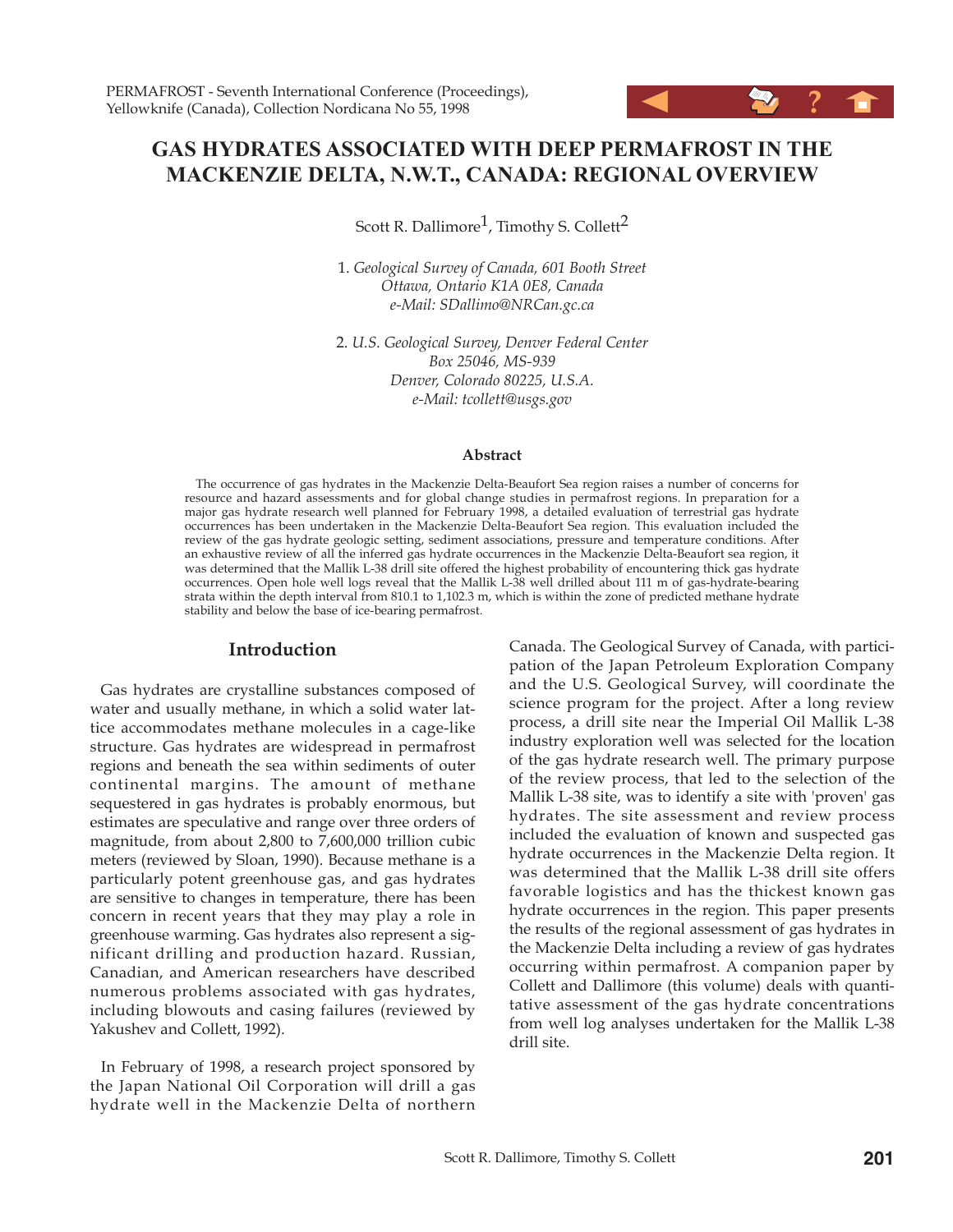# GAS HYDRATES ASSOCIATED WITH DEEP PERMAFROST IN THE MACKENZIE DELTA, N.W.T., CANADA: REGIONAL OVERVIEW

Scott R. Dallimore[1], Timothy S. Collett[2]

1. *Geological Survey of Canada, 601 Booth Street Ottawa, Ontario K1A 0E8, Canada e-Mail: SDallimo@NRCan.gc.ca*

2. *U.S. Geological Survey, Denver Federal Center Box 25046, MS-939 Denver, Colorado 80225, U.S.A. e-Mail: tcollett@usgs.gov*

### Abstract

The occurrence of gas hydrates in the Mackenzie Delta-Beaufort Sea region raises a number of concerns for resource and hazard assessments and for global change studies in permafrost regions. In preparation for a major gas hydrate research well planned for February 1998, a detailed evaluation of terrestrial gas hydrate occurrences has been undertaken in the Mackenzie Delta-Beaufort Sea region. This evaluation included the review of the gas hydrate geologic setting, sediment associations, pressure and temperature conditions. After an exhaustive review of all the inferred gas hydrate occurrences in the Mackenzie Delta-Beaufort sea region, it was determined that the Mallik L-38 drill site offered the highest probability of encountering thick gas hydrate occurrences. Open hole well logs reveal that the Mallik L-38 well drilled about 111 m of gas-hydrate-bearing strata within the depth interval from 810.1 to 1,102.3 m, which is within the zone of predicted methane hydrate stability and below the base of ice-bearing permafrost.

## Introduction

Gas hydrates are crystalline substances composed of water and usually methane, in which a solid water lattice accommodates methane molecules in a cage-like structure. Gas hydrates are widespread in permafrost regions and beneath the sea within sediments of outer continental margins. The amount of methane sequestered in gas hydrates is probably enormous, but estimates are speculative and range over three orders of magnitude, from about 2,800 to 7,600,000 trillion cubic meters (reviewed by Sloan, 1990). Because methane is a particularly potent greenhouse gas, and gas hydrates are sensitive to changes in temperature, there has been concern in recent years that they may play a role in greenhouse warming. Gas hydrates also represent a significant drilling and production hazard. Russian, Canadian, and American researchers have described numerous problems associated with gas hydrates, including blowouts and casing failures (reviewed by Yakushev and Collett, 1992).

In February of 1998, a research project sponsored by the Japan National Oil Corporation will drill a gas hydrate well in the Mackenzie Delta of northern Canada. The Geological Survey of Canada, with participation of the Japan Petroleum Exploration Company and the U.S. Geological Survey, will coordinate the science program for the project. After a long review process, a drill site near the Imperial Oil Mallik L-38 industry exploration well was selected for the location of the gas hydrate research well. The primary purpose of the review process, that led to the selection of the Mallik L-38 site, was to identify a site with 'proven' gas hydrates. The site assessment and review process included the evaluation of known and suspected gas hydrate occurrences in the Mackenzie Delta region. It was determined that the Mallik L-38 drill site offers favorable logistics and has the thickest known gas hydrate occurrences in the region. This paper presents the results of the regional assessment of gas hydrates in the Mackenzie Delta including a review of gas hydrates occurring within permafrost. A companion paper by Collett and Dallimore (this volume) deals with quantitative assessment of the gas hydrate concentrations from well log analyses undertaken for the Mallik L-38 drill site.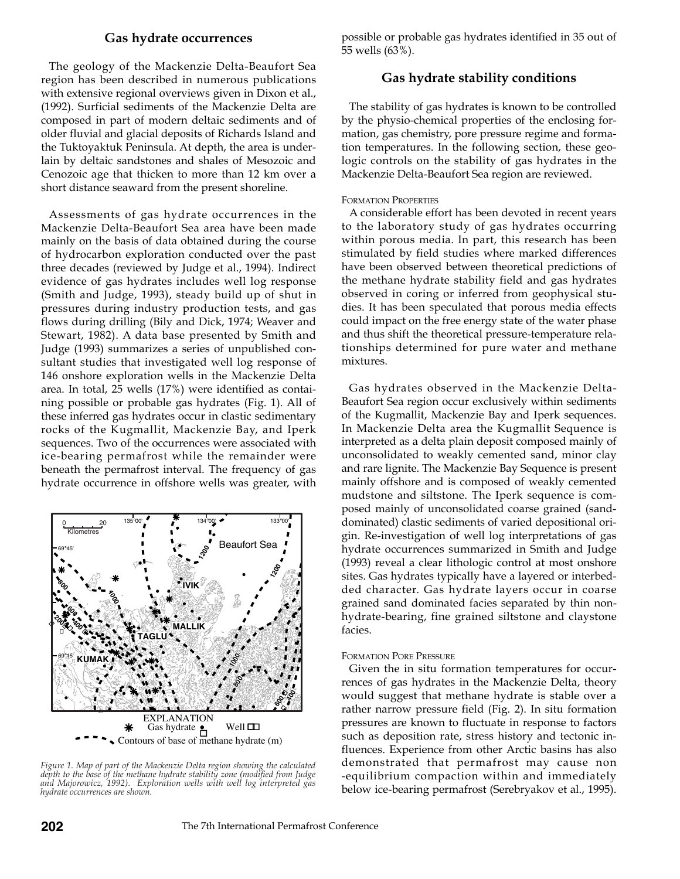## Gas hydrate occurrences

The geology of the Mackenzie Delta-Beaufort Sea region has been described in numerous publications with extensive regional overviews given in Dixon et al., (1992). Surficial sediments of the Mackenzie Delta are composed in part of modern deltaic sediments and of older fluvial and glacial deposits of Richards Island and the Tuktoyaktuk Peninsula. At depth, the area is underlain by deltaic sandstones and shales of Mesozoic and Cenozoic age that thicken to more than 12 km over a short distance seaward from the present shoreline.

Assessments of gas hydrate occurrences in the Mackenzie Delta-Beaufort Sea area have been made mainly on the basis of data obtained during the course of hydrocarbon exploration conducted over the past three decades (reviewed by Judge et al., 1994). Indirect evidence of gas hydrates includes well log response (Smith and Judge, 1993), steady build up of shut in pressures during industry production tests, and gas flows during drilling (Bily and Dick, 1974; Weaver and Stewart, 1982). A data base presented by Smith and Judge (1993) summarizes a series of unpublished consultant studies that investigated well log response of 146 onshore exploration wells in the Mackenzie Delta area. In total, 25 wells (17%) were identified as containing possible or probable gas hydrates (Fig. 1). All of these inferred gas hydrates occur in clastic sedimentary rocks of the Kugmallit, Mackenzie Bay, and Iperk sequences. Two of the occurrences were associated with ice-bearing permafrost while the remainder were beneath the permafrost interval. The frequency of gas hydrate occurrence in offshore wells was greater, with possible or probable gas hydrates identified in 35 out of 55 wells (63%).

*Figure 1. Map of part of the Mackenzie Delta region showing the calculated depth to the base of the methane hydrate stability zone (modified from Judge and Majorowicz, 1992). Exploration wells with well log interpreted gas hydrate occurrences are shown.*

## Gas hydrate stability conditions

The stability of gas hydrates is known to be controlled by the physio-chemical properties of the enclosing formation, gas chemistry, pore pressure regime and formation temperatures. In the following section, these geologic controls on the stability of gas hydrates in the Mackenzie Delta-Beaufort Sea region are reviewed.

### Formation Properties

A considerable effort has been devoted in recent years to the laboratory study of gas hydrates occurring within porous media. In part, this research has been stimulated by field studies where marked differences have been observed between theoretical predictions of the methane hydrate stability field and gas hydrates observed in coring or inferred from geophysical studies. It has been speculated that porous media effects could impact on the free energy state of the water phase and thus shift the theoretical pressure-temperature relationships determined for pure water and methane mixtures.

Gas hydrates observed in the Mackenzie Delta-Beaufort Sea region occur exclusively within sediments of the Kugmallit, Mackenzie Bay and Iperk sequences. In Mackenzie Delta area the Kugmallit Sequence is interpreted as a delta plain deposit composed mainly of unconsolidated to weakly cemented sand, minor clay and rare lignite. The Mackenzie Bay Sequence is present mainly offshore and is composed of weakly cemented mudstone and siltstone. The Iperk sequence is composed mainly of unconsolidated coarse grained (sand-dominated) clastic sediments of varied depositional origin. Re-investigation of well log interpretations of gas hydrate occurrences summarized in Smith and Judge (1993) reveal a clear lithologic control at most onshore sites. Gas hydrates typically have a layered or interbedded character. Gas hydrate layers occur in coarse grained sand dominated facies separated by thin non-hydrate-bearing, fine grained siltstone and claystone facies.

### Formation Pore Pressure

Given the in situ formation temperatures for occurrences of gas hydrates in the Mackenzie Delta, theory would suggest that methane hydrate is stable over a rather narrow pressure field (Fig. 2). In situ formation pressures are known to fluctuate in response to factors such as deposition rate, stress history and tectonic influences. Experience from other Arctic basins has also demonstrated that permafrost may cause non-equilibrium compaction within and immediately below ice-bearing permafrost (Serebryakov et al., 1995).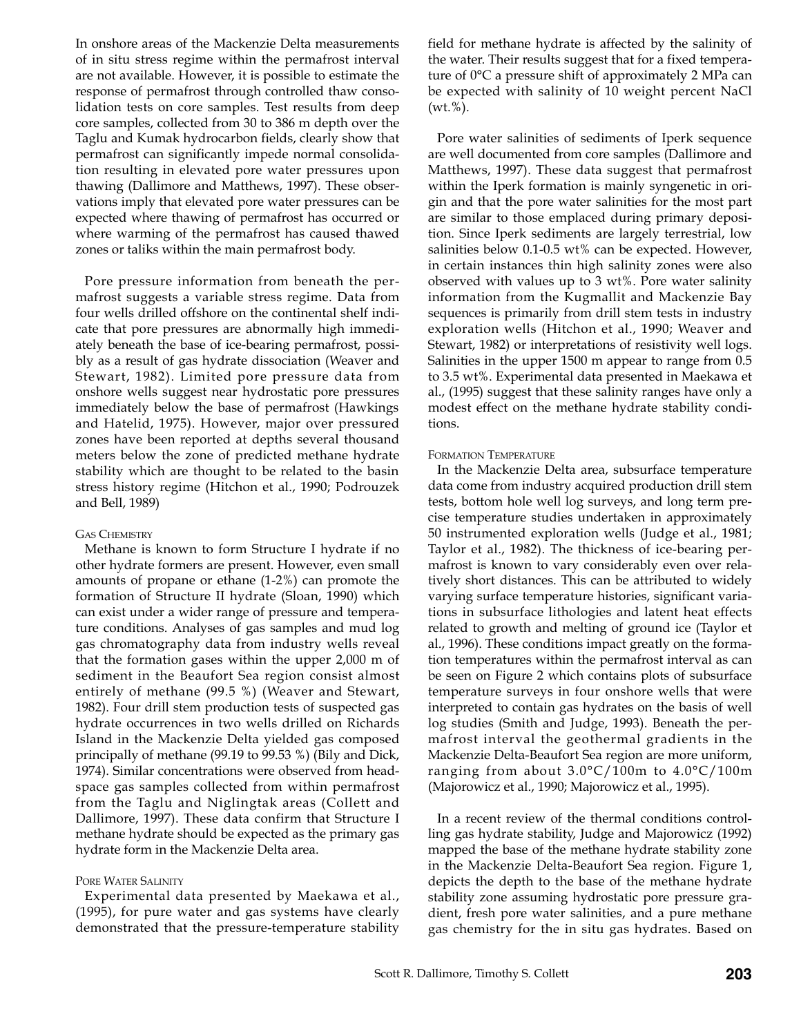In onshore areas of the Mackenzie Delta measurements of in situ stress regime within the permafrost interval are not available. However, it is possible to estimate the response of permafrost through controlled thaw consolidation tests on core samples. Test results from deep core samples, collected from 30 to 386 m depth over the Taglu and Kumak hydrocarbon fields, clearly show that permafrost can significantly impede normal consolidation resulting in elevated pore water pressures upon thawing (Dallimore and Matthews, 1997). These observations imply that elevated pore water pressures can be expected where thawing of permafrost has occurred or where warming of the permafrost has caused thawed zones or taliks within the main permafrost body.

Pore pressure information from beneath the permafrost suggests a variable stress regime. Data from four wells drilled offshore on the continental shelf indicate that pore pressures are abnormally high immediately beneath the base of ice-bearing permafrost, possibly as a result of gas hydrate dissociation (Weaver and Stewart, 1982). Limited pore pressure data from onshore wells suggest near hydrostatic pore pressures immediately below the base of permafrost (Hawkings and Hatelid, 1975). However, major over pressured zones have been reported at depths several thousand meters below the zone of predicted methane hydrate stability which are thought to be related to the basin stress history regime (Hitchon et al., 1990; Podrouzek and Bell, 1989)

#### Gas Chemistry

Methane is known to form Structure I hydrate if no other hydrate formers are present. However, even small amounts of propane or ethane (1-2%) can promote the formation of Structure II hydrate (Sloan, 1990) which can exist under a wider range of pressure and temperature conditions. Analyses of gas samples and mud log gas chromatography data from industry wells reveal that the formation gases within the upper 2,000 m of sediment in the Beaufort Sea region consist almost entirely of methane (99.5 %) (Weaver and Stewart, 1982). Four drill stem production tests of suspected gas hydrate occurrences in two wells drilled on Richards Island in the Mackenzie Delta yielded gas composed principally of methane (99.19 to 99.53 %) (Bily and Dick, 1974). Similar concentrations were observed from headspace gas samples collected from within permafrost from the Taglu and Niglingtak areas (Collett and Dallimore, 1997). These data confirm that Structure I methane hydrate should be expected as the primary gas hydrate form in the Mackenzie Delta area.

#### Pore Water Salinity

Experimental data presented by Maekawa et al., (1995), for pure water and gas systems have clearly demonstrated that the pressure-temperature stability field for methane hydrate is affected by the salinity of the water. Their results suggest that for a fixed temperature of 0°C a pressure shift of approximately 2 MPa can be expected with salinity of 10 weight percent NaCl (wt.%).

Pore water salinities of sediments of Iperk sequence are well documented from core samples (Dallimore and Matthews, 1997). These data suggest that permafrost within the Iperk formation is mainly syngenetic in origin and that the pore water salinities for the most part are similar to those emplaced during primary deposition. Since Iperk sediments are largely terrestrial, low salinities below 0.1-0.5 wt% can be expected. However, in certain instances thin high salinity zones were also observed with values up to 3 wt%. Pore water salinity information from the Kugmallit and Mackenzie Bay sequences is primarily from drill stem tests in industry exploration wells (Hitchon et al., 1990; Weaver and Stewart, 1982) or interpretations of resistivity well logs. Salinities in the upper 1500 m appear to range from 0.5 to 3.5 wt%. Experimental data presented in Maekawa et al., (1995) suggest that these salinity ranges have only a modest effect on the methane hydrate stability conditions.

#### Formation Temperature

In the Mackenzie Delta area, subsurface temperature data come from industry acquired production drill stem tests, bottom hole well log surveys, and long term precise temperature studies undertaken in approximately 50 instrumented exploration wells (Judge et al., 1981; Taylor et al., 1982). The thickness of ice-bearing permafrost is known to vary considerably even over relatively short distances. This can be attributed to widely varying surface temperature histories, significant variations in subsurface lithologies and latent heat effects related to growth and melting of ground ice (Taylor et al., 1996). These conditions impact greatly on the formation temperatures within the permafrost interval as can be seen on Figure 2 which contains plots of subsurface temperature surveys in four onshore wells that were interpreted to contain gas hydrates on the basis of well log studies (Smith and Judge, 1993). Beneath the permafrost interval the geothermal gradients in the Mackenzie Delta-Beaufort Sea region are more uniform, ranging from about 3.0°C/100m to 4.0°C/100m (Majorowicz et al., 1990; Majorowicz et al., 1995).

In a recent review of the thermal conditions controlling gas hydrate stability, Judge and Majorowicz (1992) mapped the base of the methane hydrate stability zone in the Mackenzie Delta-Beaufort Sea region. Figure 1, depicts the depth to the base of the methane hydrate stability zone assuming hydrostatic pore pressure gradient, fresh pore water salinities, and a pure methane gas chemistry for the in situ gas hydrates. Based on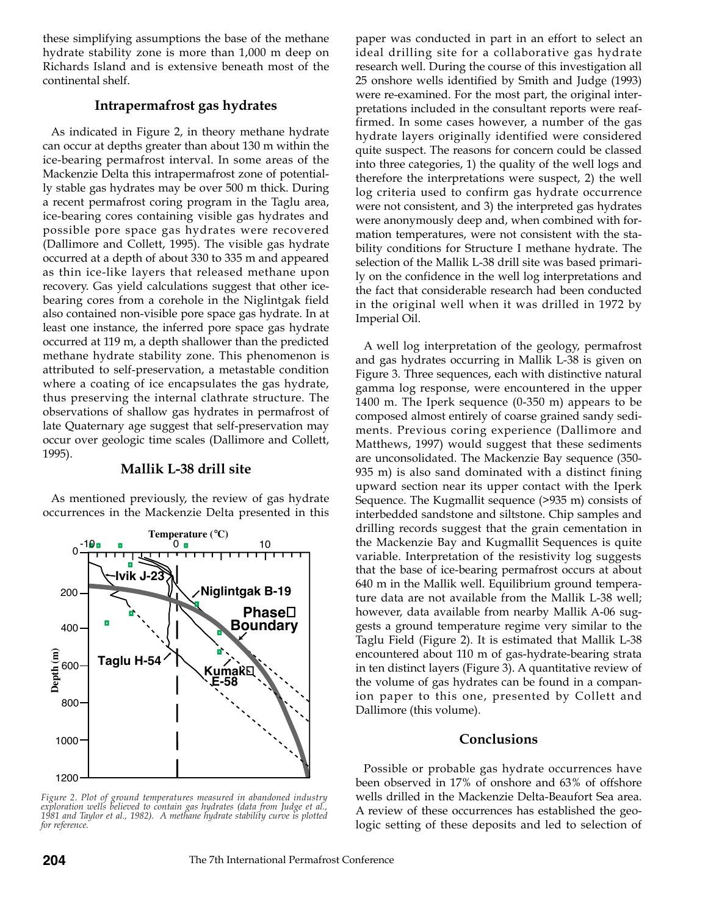these simplifying assumptions the base of the methane hydrate stability zone is more than 1,000 m deep on Richards Island and is extensive beneath most of the continental shelf.

### Intrapermafrost gas hydrates

As indicated in Figure 2, in theory methane hydrate can occur at depths greater than about 130 m within the ice-bearing permafrost interval. In some areas of the Mackenzie Delta this intrapermafrost zone of potentially stable gas hydrates may be over 500 m thick. During a recent permafrost coring program in the Taglu area, ice-bearing cores containing visible gas hydrates and possible pore space gas hydrates were recovered (Dallimore and Collett, 1995). The visible gas hydrate occurred at a depth of about 330 to 335 m and appeared as thin ice-like layers that released methane upon recovery. Gas yield calculations suggest that other ice-bearing cores from a corehole in the Niglintgak field also contained non-visible pore space gas hydrate. In at least one instance, the inferred pore space gas hydrate occurred at 119 m, a depth shallower than the predicted methane hydrate stability zone. This phenomenon is attributed to self-preservation, a metastable condition where a coating of ice encapsulates the gas hydrate, thus preserving the internal clathrate structure. The observations of shallow gas hydrates in permafrost of late Quaternary age suggest that self-preservation may occur over geologic time scales (Dallimore and Collett, 1995).

### Mallik L-38 drill site

As mentioned previously, the review of gas hydrate occurrences in the Mackenzie Delta presented in this paper was conducted in part in an effort to select an ideal drilling site for a collaborative gas hydrate research well. During the course of this investigation all 25 onshore wells identified by Smith and Judge (1993) were re-examined. For the most part, the original interpretations included in the consultant reports were reaffirmed. In some cases however, a number of the gas hydrate layers originally identified were considered quite suspect. The reasons for concern could be classed into three categories, 1) the quality of the well logs and therefore the interpretations were suspect, 2) the well log criteria used to confirm gas hydrate occurrence were not consistent, and 3) the interpreted gas hydrates were anonymously deep and, when combined with formation temperatures, were not consistent with the stability conditions for Structure I methane hydrate. The selection of the Mallik L-38 drill site was based primarily on the confidence in the well log interpretations and the fact that considerable research had been conducted in the original well when it was drilled in 1972 by Imperial Oil.

*Figure 2. Plot of ground temperatures measured in abandoned industry exploration wells believed to contain gas hydrates (data from Judge et al., 1981 and Taylor et al., 1982). A methane hydrate stability curve is plotted for reference.*

A well log interpretation of the geology, permafrost and gas hydrates occurring in Mallik L-38 is given on Figure 3. Three sequences, each with distinctive natural gamma log response, were encountered in the upper 1400 m. The Iperk sequence (0-350 m) appears to be composed almost entirely of coarse grained sandy sediments. Previous coring experience (Dallimore and Matthews, 1997) would suggest that these sediments are unconsolidated. The Mackenzie Bay sequence (350-935 m) is also sand dominated with a distinct fining upward section near its upper contact with the Iperk Sequence. The Kugmallit sequence (>935 m) consists of interbedded sandstone and siltstone. Chip samples and drilling records suggest that the grain cementation in the Mackenzie Bay and Kugmallit Sequences is quite variable. Interpretation of the resistivity log suggests that the base of ice-bearing permafrost occurs at about 640 m in the Mallik well. Equilibrium ground temperature data are not available from the Mallik L-38 well; however, data available from nearby Mallik A-06 suggests a ground temperature regime very similar to the Taglu Field (Figure 2). It is estimated that Mallik L-38 encountered about 110 m of gas-hydrate-bearing strata in ten distinct layers (Figure 3). A quantitative review of the volume of gas hydrates can be found in a companion paper to this one, presented by Collett and Dallimore (this volume).

### Conclusions

Possible or probable gas hydrate occurrences have been observed in 17% of onshore and 63% of offshore wells drilled in the Mackenzie Delta-Beaufort Sea area. A review of these occurrences has established the geologic setting of these deposits and led to selection of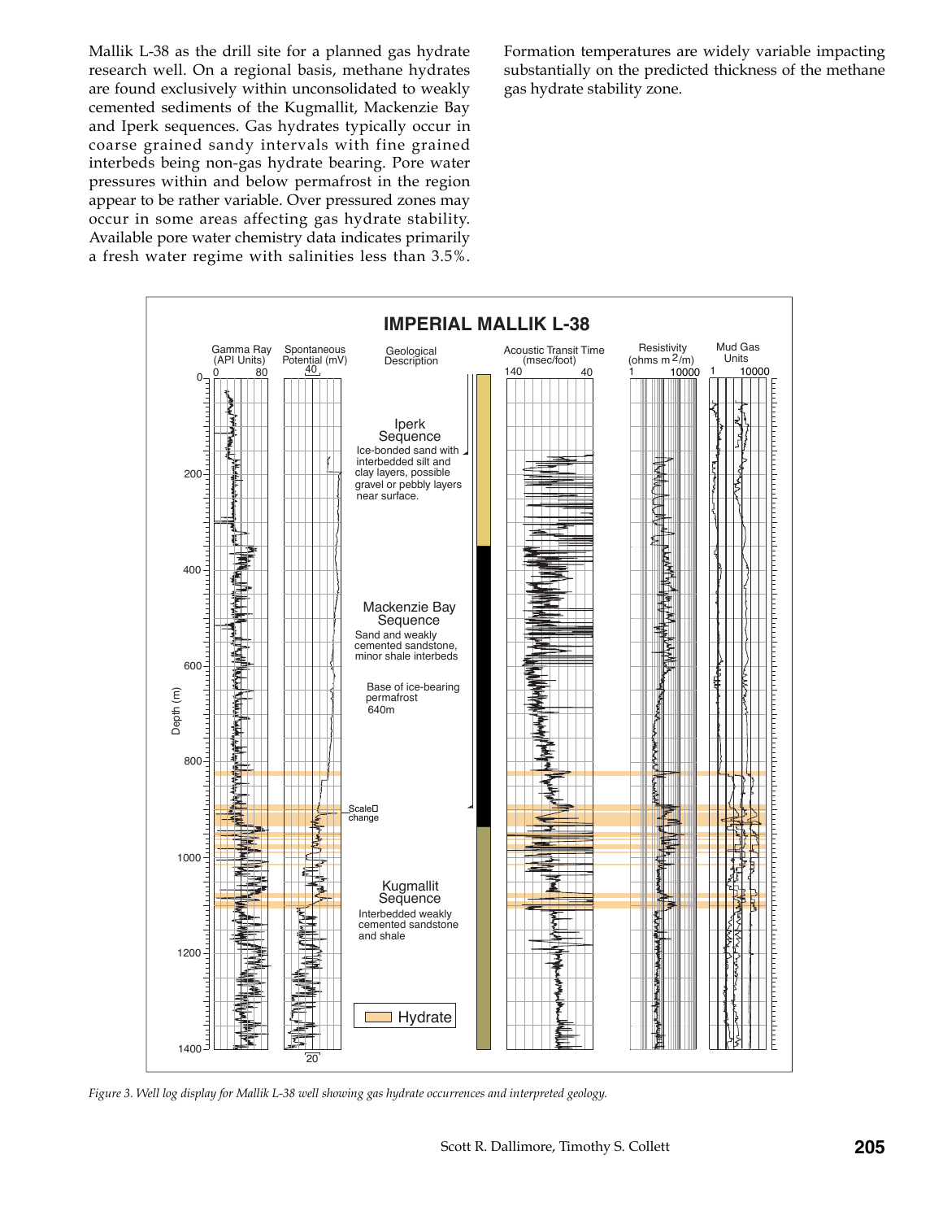Mallik L-38 as the drill site for a planned gas hydrate research well. On a regional basis, methane hydrates are found exclusively within unconsolidated to weakly cemented sediments of the Kugmallit, Mackenzie Bay and Iperk sequences. Gas hydrates typically occur in coarse grained sandy intervals with fine grained interbeds being non-gas hydrate bearing. Pore water pressures within and below permafrost in the region appear to be rather variable. Over pressured zones may occur in some areas affecting gas hydrate stability. Available pore water chemistry data indicates primarily a fresh water regime with salinities less than 3.5%. Formation temperatures are widely variable impacting substantially on the predicted thickness of the methane gas hydrate stability zone.

*Figure 3. Well log display for Mallik L-38 well showing gas hydrate occurrences and interpreted geology.*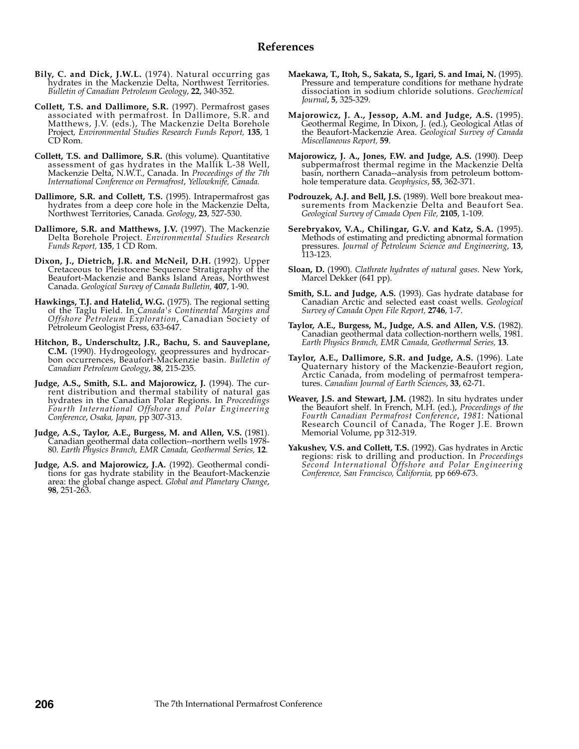## References

**Bily, C. and Dick, J.W.L.** (1974). Natural occurring gas hydrates in the Mackenzie Delta, Northwest Territories. *Bulletin of Canadian Petroleum Geology*, **22**, 340-352.

**Collett, T.S. and Dallimore, S.R.** (1997). Permafrost gases associated with permafrost. In Dallimore, S.R. and Matthews, J.V. (eds.), The Mackenzie Delta Borehole Project*, Environmental Studies Research Funds Report,* **135**, 1 CD Rom.

**Collett, T.S. and Dallimore, S.R.** (this volume). Quantitative assessment of gas hydrates in the Mallik L-38 Well, Mackenzie Delta, N.W.T., Canada. In *Proceedings of the 7th International Conference on Permafrost*, *Yellowknife, Canada.*

**Dallimore, S.R. and Collett, T.S.** (1995). Intrapermafrost gas hydrates from a deep core hole in the Mackenzie Delta, Northwest Territories, Canada. *Geology*, **23**, 527-530.

**Dallimore, S.R. and Matthews, J.V.** (1997). The Mackenzie Delta Borehole Project. *Environmental Studies Research Funds Report,* **135**, 1 CD Rom.

**Dixon, J., Dietrich, J.R. and McNeil, D.H.** (1992). Upper Cretaceous to Pleistocene Sequence Stratigraphy of the Beaufort-Mackenzie and Banks Island Areas, Northwest Canada. *Geological Survey of Canada Bulletin,* **407**, 1-90.

**Hawkings, T.J. and Hatelid, W.G.** (1975). The regional setting of the Taglu Field. In *Canada's Continental Margins and Offshore Petroleum Exploration*, Canadian Society of Petroleum Geologist Press, 633-647.

**Hitchon, B., Underschultz, J.R., Bachu, S. and Sauveplane, C.M.** (1990). Hydrogeology, geopressures and hydrocarbon occurrences, Beaufort-Mackenzie basin. *Bulletin of Canadian Petroleum Geology*, **38**, 215-235.

**Judge, A.S., Smith, S.L. and Majorowicz, J.** (1994). The current distribution and thermal stability of natural gas hydrates in the Canadian Polar Regions. In *Proceedings Fourth International Offshore and Polar Engineering Conference*, *Osaka, Japan,* pp 307-313.

**Judge, A.S., Taylor, A.E., Burgess, M. and Allen, V.S.** (1981). Canadian geothermal data collection--northern wells 1978-80. *Earth Physics Branch, EMR Canada, Geothermal Series,* **12**.

**Judge, A.S. and Majorowicz, J.A.** (1992). Geothermal conditions for gas hydrate stability in the Beaufort-Mackenzie area: the global change aspect. *Global and Planetary Change*, **98**, 251-263.

**Maekawa, T., Itoh, S., Sakata, S., Igari, S. and Imai, N.** (1995). Pressure and temperature conditions for methane hydrate dissociation in sodium chloride solutions. *Geochemical Journal*, **5**, 325-329.

**Majorowicz, J. A., Jessop, A.M. and Judge, A.S.** (1995). Geothermal Regime, In Dixon, J. (ed.), Geological Atlas of the Beaufort-Mackenzie Area. *Geological Survey of Canada Miscellaneous Report,* **59**.

**Majorowicz, J. A., Jones, F.W. and Judge, A.S.** (1990). Deep subpermafrost thermal regime in the Mackenzie Delta basin, northern Canada--analysis from petroleum bottom-hole temperature data. *Geophysics*, **55**, 362-371.

**Podrouzek, A.J. and Bell, J.S.** (1989). Well bore breakout measurements from Mackenzie Delta and Beaufort Sea. *Geological Survey of Canada Open File,* **2105**, 1-109.

**Serebryakov, V.A., Chilingar, G.V. and Katz, S.A.** (1995). Methods of estimating and predicting abnormal formation pressures. *Journal of Petroleum Science and Engineering*, **13**, 113-123.

**Sloan, D.** (1990). *Clathrate hydrates of natural gases*. New York, Marcel Dekker (641 pp).

**Smith, S.L. and Judge, A.S.** (1993). Gas hydrate database for Canadian Arctic and selected east coast wells. *Geological Survey of Canada Open File Report,* **2746**, 1-7.

**Taylor, A.E., Burgess, M., Judge, A.S. and Allen, V.S.** (1982). Canadian geothermal data collection-northern wells, 1981. *Earth Physics Branch, EMR Canada, Geothermal Series,* **13**.

**Taylor, A.E., Dallimore, S.R. and Judge, A.S.** (1996). Late Quaternary history of the Mackenzie-Beaufort region, Arctic Canada, from modeling of permafrost temperatures. *Canadian Journal of Earth Sciences*, **33**, 62-71.

**Weaver, J.S. and Stewart, J.M.** (1982). In situ hydrates under the Beaufort shelf. In French, M.H. (ed.), *Proceedings of the Fourth Canadian Permafrost Conference*, *1981*: National Research Council of Canada, The Roger J.E. Brown Memorial Volume, pp 312-319.

**Yakushev, V.S. and Collett, T.S.** (1992). Gas hydrates in Arctic regions: risk to drilling and production. In *Proceedings Second International Offshore and Polar Engineering Conference, San Francisco, California,* pp 669-673.